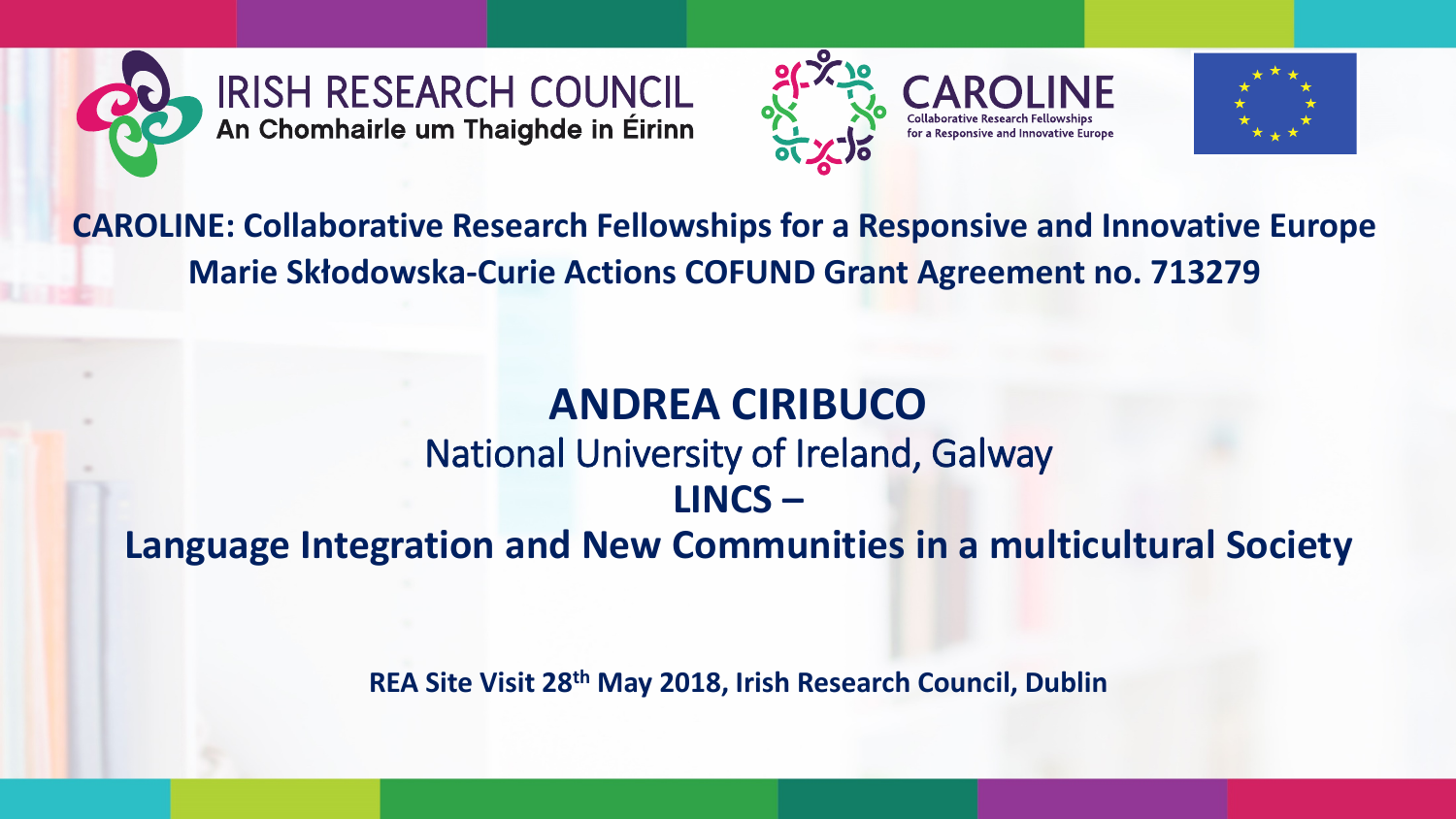IRISH RESEARCH COUNCIL
An Chomhairle um Thaighde in Éirinn

CAROLINE
Collaborative Research Fellowships for a Responsive and Innovative Europe

**CAROLINE: Collaborative Research Fellowships for a Responsive and Innovative Europe**
**Marie Skłodowska-Curie Actions COFUND Grant Agreement no. 713279**

# ANDREA CIRIBUCO

National University of Ireland, Galway

## LINCS – Language Integration and New Communities in a multicultural Society

**REA Site Visit 28th May 2018, Irish Research Council, Dublin**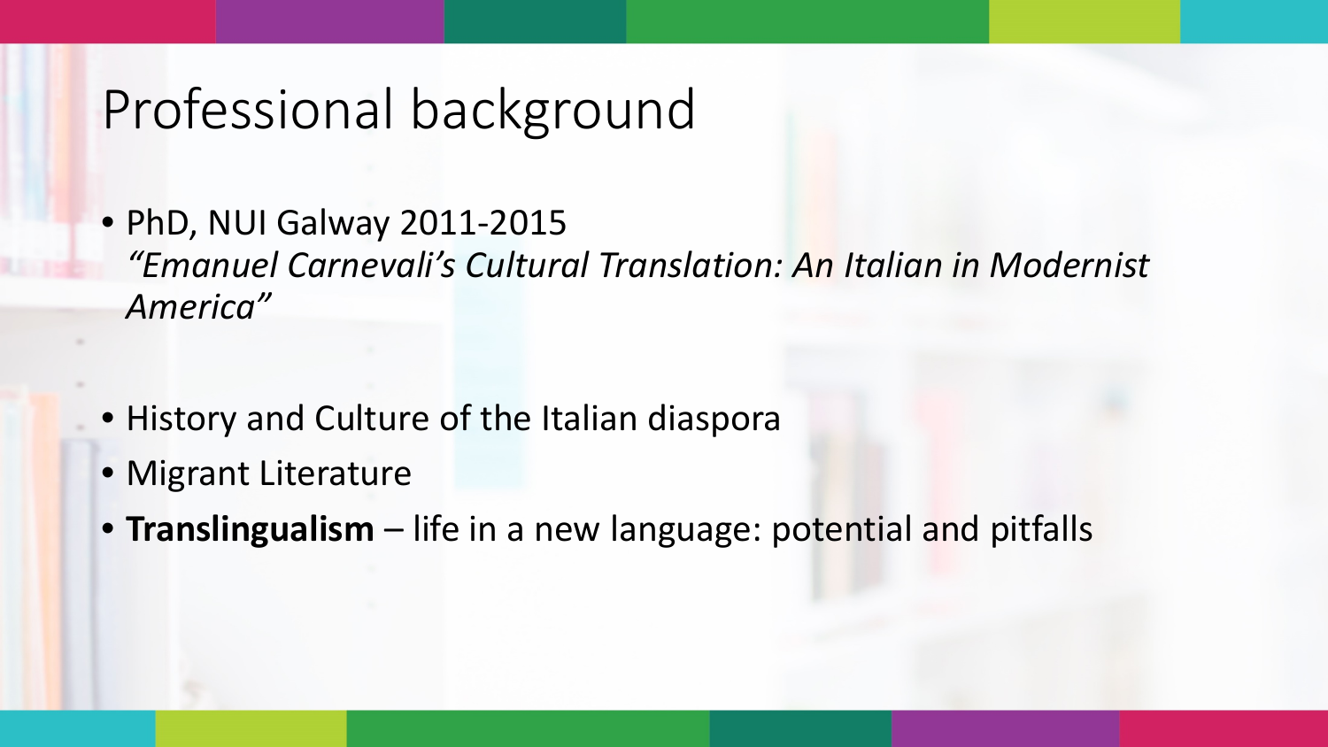# Professional background

- PhD, NUI Galway 2011-2015
  *"Emanuel Carnevali's Cultural Translation: An Italian in Modernist America"*

- History and Culture of the Italian diaspora
- Migrant Literature
- **Translingualism** – life in a new language: potential and pitfalls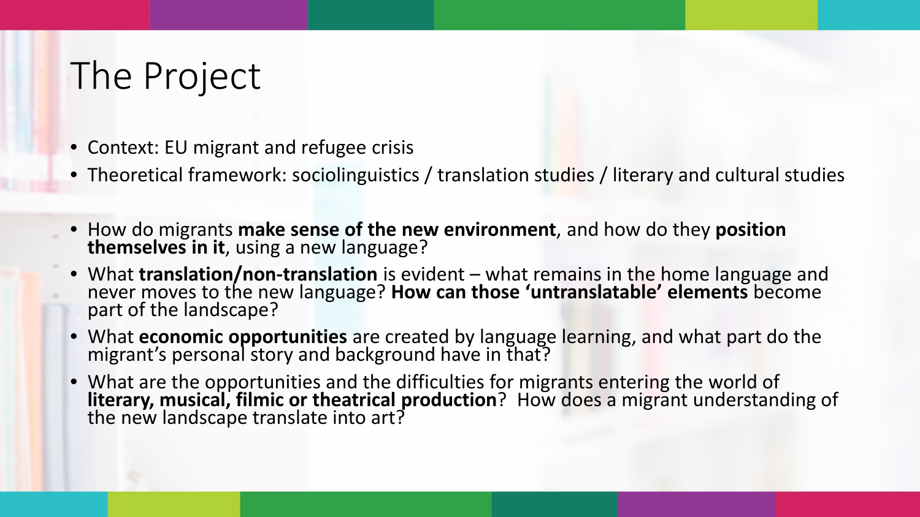# The Project

- Context: EU migrant and refugee crisis
- Theoretical framework: sociolinguistics / translation studies / literary and cultural studies

- How do migrants **make sense of the new environment**, and how do they **position themselves in it**, using a new language?
- What **translation/non-translation** is evident – what remains in the home language and never moves to the new language? **How can those 'untranslatable' elements** become part of the landscape?
- What **economic opportunities** are created by language learning, and what part do the migrant's personal story and background have in that?
- What are the opportunities and the difficulties for migrants entering the world of **literary, musical, filmic or theatrical production**? How does a migrant understanding of the new landscape translate into art?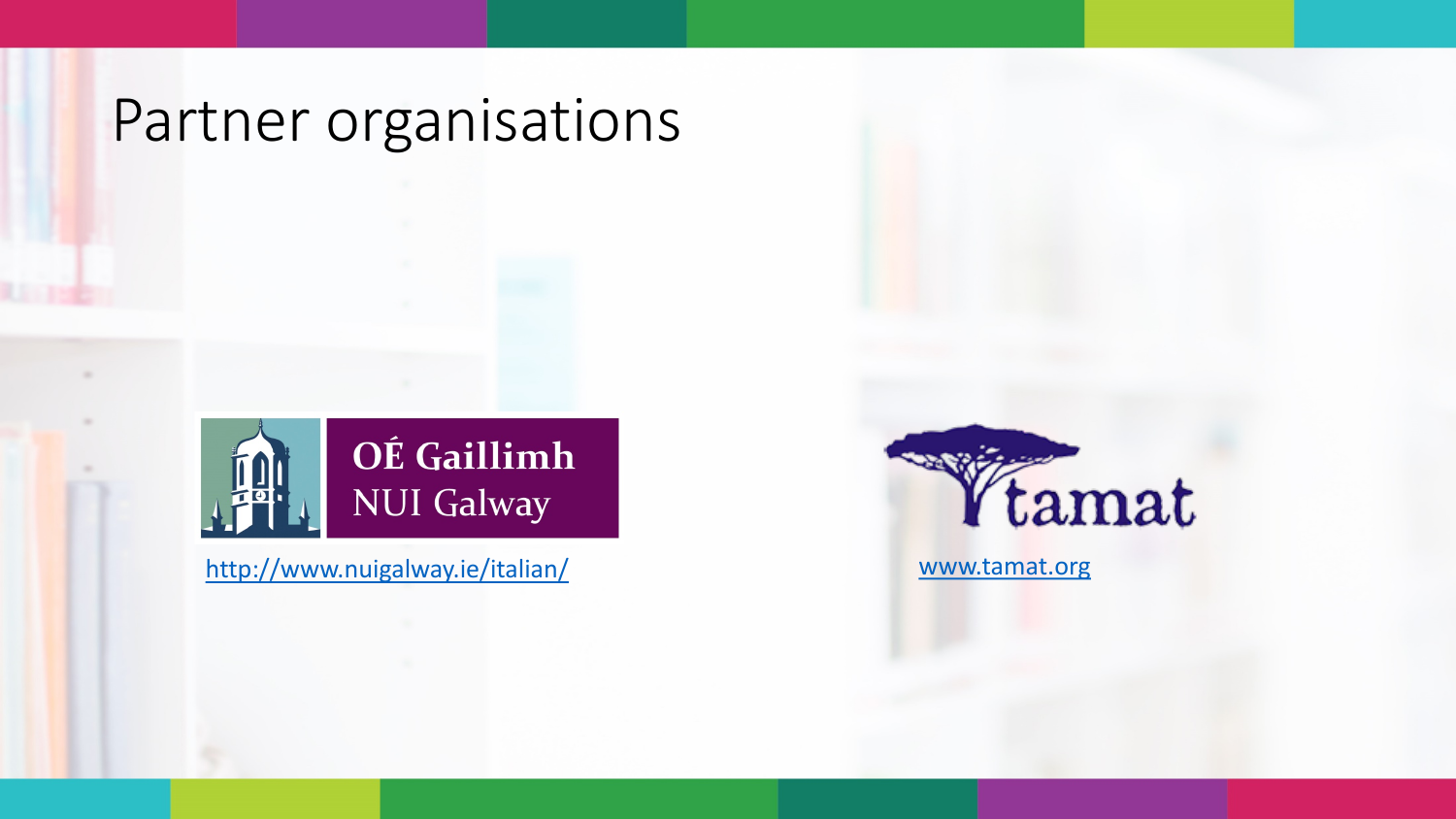# Partner organisations

OÉ Gaillimh
NUI Galway

http://www.nuigalway.ie/italian/

tamat

www.tamat.org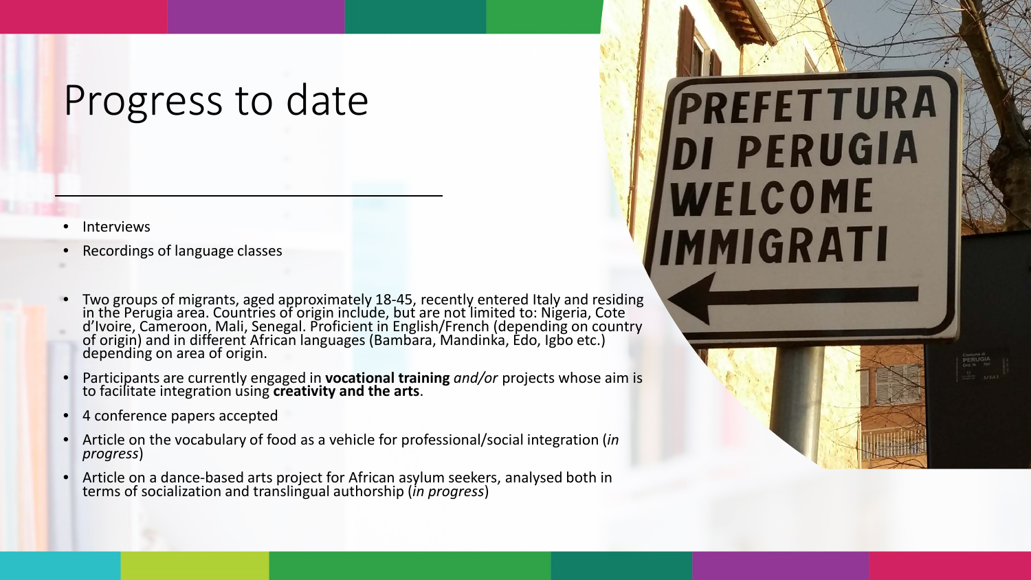# Progress to date

- Interviews
- Recordings of language classes
- Two groups of migrants, aged approximately 18-45, recently entered Italy and residing in the Perugia area. Countries of origin include, but are not limited to: Nigeria, Cote d'Ivoire, Cameroon, Mali, Senegal. Proficient in English/French (depending on country of origin) and in different African languages (Bambara, Mandinka, Edo, Igbo etc.) depending on area of origin.
- Participants are currently engaged in **vocational training** *and/or* projects whose aim is to facilitate integration using **creativity and the arts**.
- 4 conference papers accepted
- Article on the vocabulary of food as a vehicle for professional/social integration (*in progress*)
- Article on a dance-based arts project for African asylum seekers, analysed both in terms of socialization and translingual authorship (*in progress*)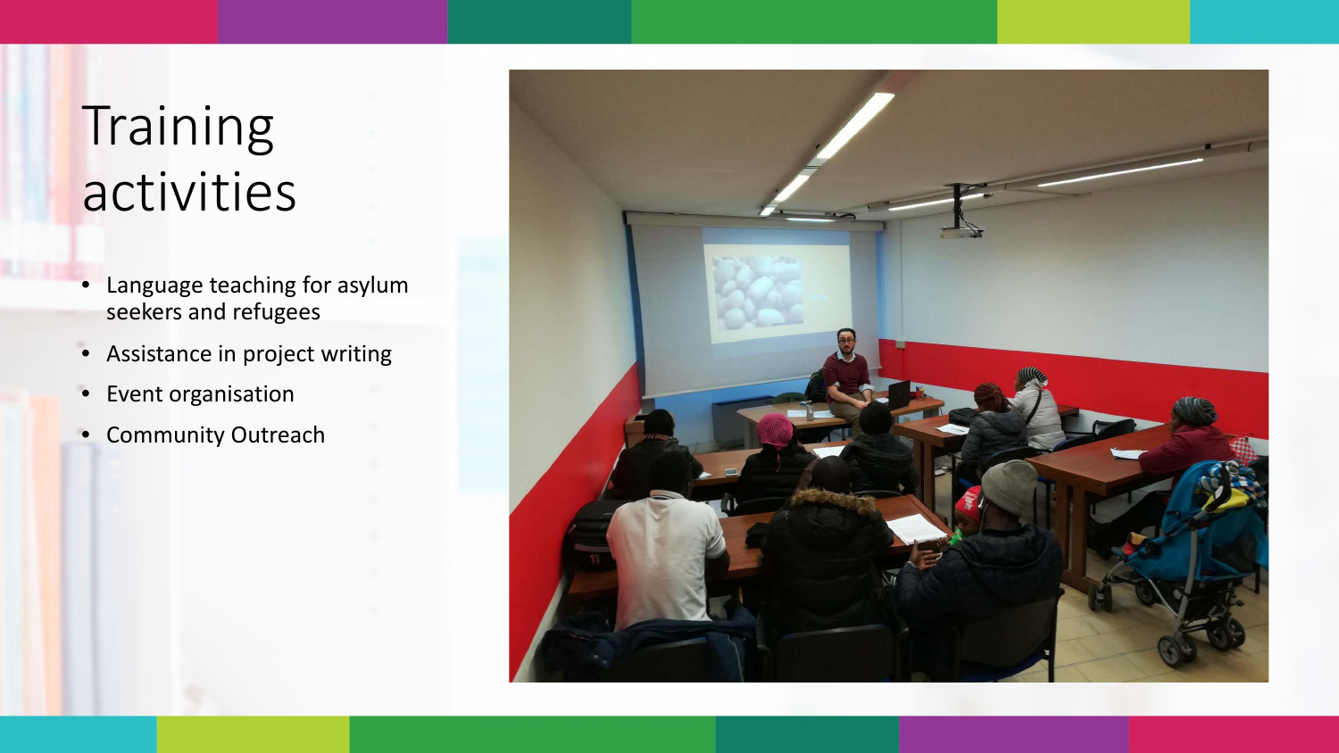# Training activities

- Language teaching for asylum seekers and refugees
- Assistance in project writing
- Event organisation
- Community Outreach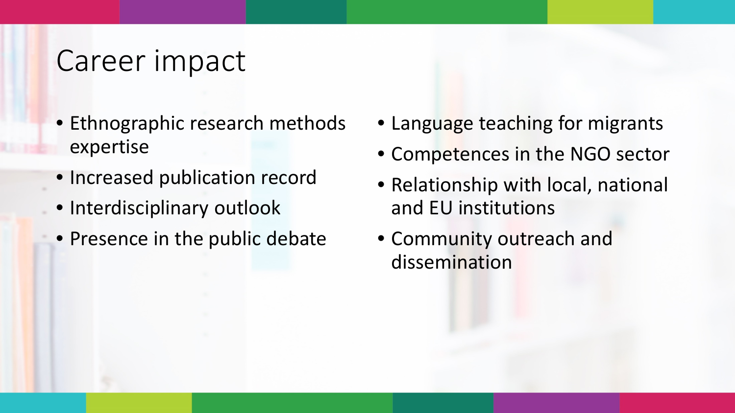# Career impact

- Ethnographic research methods expertise
- Increased publication record
- Interdisciplinary outlook
- Presence in the public debate
- Language teaching for migrants
- Competences in the NGO sector
- Relationship with local, national and EU institutions
- Community outreach and dissemination